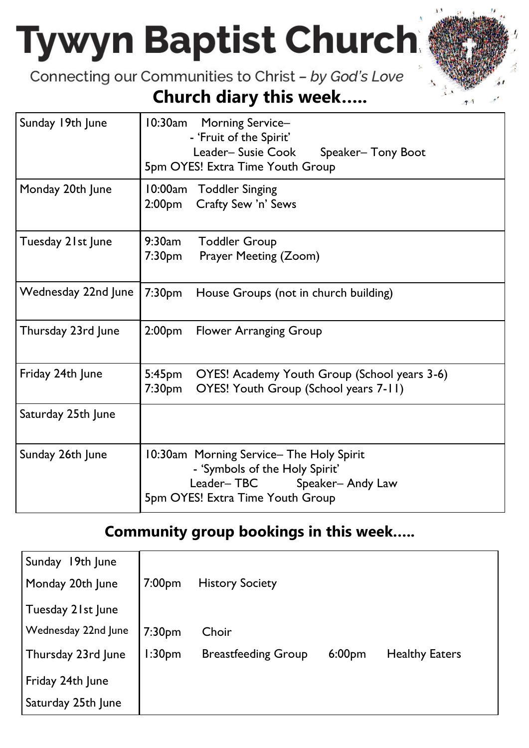# Tywyn Baptist Church

Connecting our Communities to Christ – *by God's Love*

## Church diary this week…..

| | |
|---|---|
| Sunday 19th June | 10:30am Morning Service– <br> - 'Fruit of the Spirit' <br> Leader– Susie Cook Speaker– Tony Boot <br> 5pm OYES! Extra Time Youth Group |
| Monday 20th June | 10:00am Toddler Singing <br> 2:00pm Crafty Sew 'n' Sews |
| Tuesday 21st June | 9:30am Toddler Group <br> 7:30pm Prayer Meeting (Zoom) |
| Wednesday 22nd June | 7:30pm House Groups (not in church building) |
| Thursday 23rd June | 2:00pm Flower Arranging Group |
| Friday 24th June | 5:45pm OYES! Academy Youth Group (School years 3-6) <br> 7:30pm OYES! Youth Group (School years 7-11) |
| Saturday 25th June | |
| Sunday 26th June | 10:30am Morning Service– The Holy Spirit <br> - 'Symbols of the Holy Spirit' <br> Leader– TBC Speaker– Andy Law <br> 5pm OYES! Extra Time Youth Group |

## Community group bookings in this week…..

| | |
|---|---|
| Sunday 19th June | |
| Monday 20th June | 7:00pm History Society |
| Tuesday 21st June | |
| Wednesday 22nd June | 7:30pm Choir |
| Thursday 23rd June | 1:30pm Breastfeeding Group 6:00pm Healthy Eaters |
| Friday 24th June | |
| Saturday 25th June | |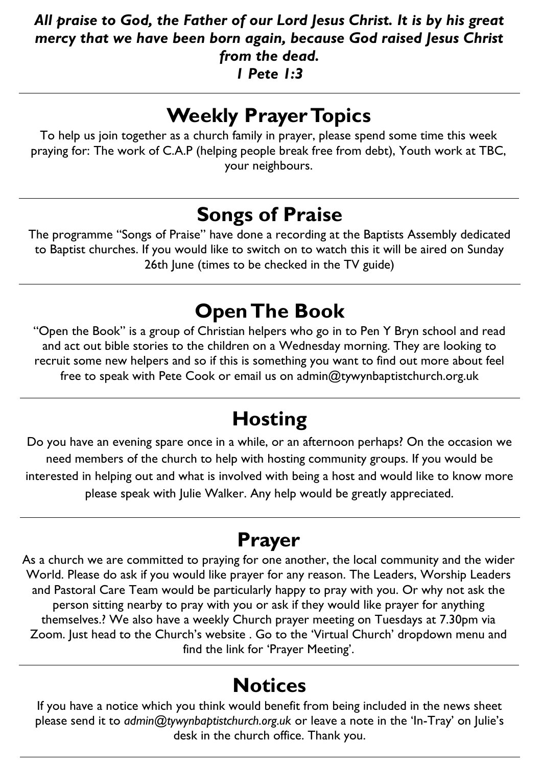***All praise to God, the Father of our Lord Jesus Christ. It is by his great mercy that we have been born again, because God raised Jesus Christ from the dead.***
***I Pete 1:3***

---

# Weekly Prayer Topics

To help us join together as a church family in prayer, please spend some time this week praying for: The work of C.A.P (helping people break free from debt), Youth work at TBC, your neighbours.

---

# Songs of Praise

The programme "Songs of Praise" have done a recording at the Baptists Assembly dedicated to Baptist churches. If you would like to switch on to watch this it will be aired on Sunday 26th June (times to be checked in the TV guide)

---

# Open The Book

"Open the Book" is a group of Christian helpers who go in to Pen Y Bryn school and read and act out bible stories to the children on a Wednesday morning. They are looking to recruit some new helpers and so if this is something you want to find out more about feel free to speak with Pete Cook or email us on admin@tywynbaptistchurch.org.uk

---

# Hosting

Do you have an evening spare once in a while, or an afternoon perhaps? On the occasion we need members of the church to help with hosting community groups. If you would be interested in helping out and what is involved with being a host and would like to know more please speak with Julie Walker. Any help would be greatly appreciated.

---

# Prayer

As a church we are committed to praying for one another, the local community and the wider World. Please do ask if you would like prayer for any reason. The Leaders, Worship Leaders and Pastoral Care Team would be particularly happy to pray with you. Or why not ask the person sitting nearby to pray with you or ask if they would like prayer for anything themselves.? We also have a weekly Church prayer meeting on Tuesdays at 7.30pm via Zoom. Just head to the Church's website . Go to the 'Virtual Church' dropdown menu and find the link for 'Prayer Meeting'.

---

# Notices

If you have a notice which you think would benefit from being included in the news sheet please send it to *admin@tywynbaptistchurch.org.uk* or leave a note in the 'In-Tray' on Julie's desk in the church office. Thank you.

---